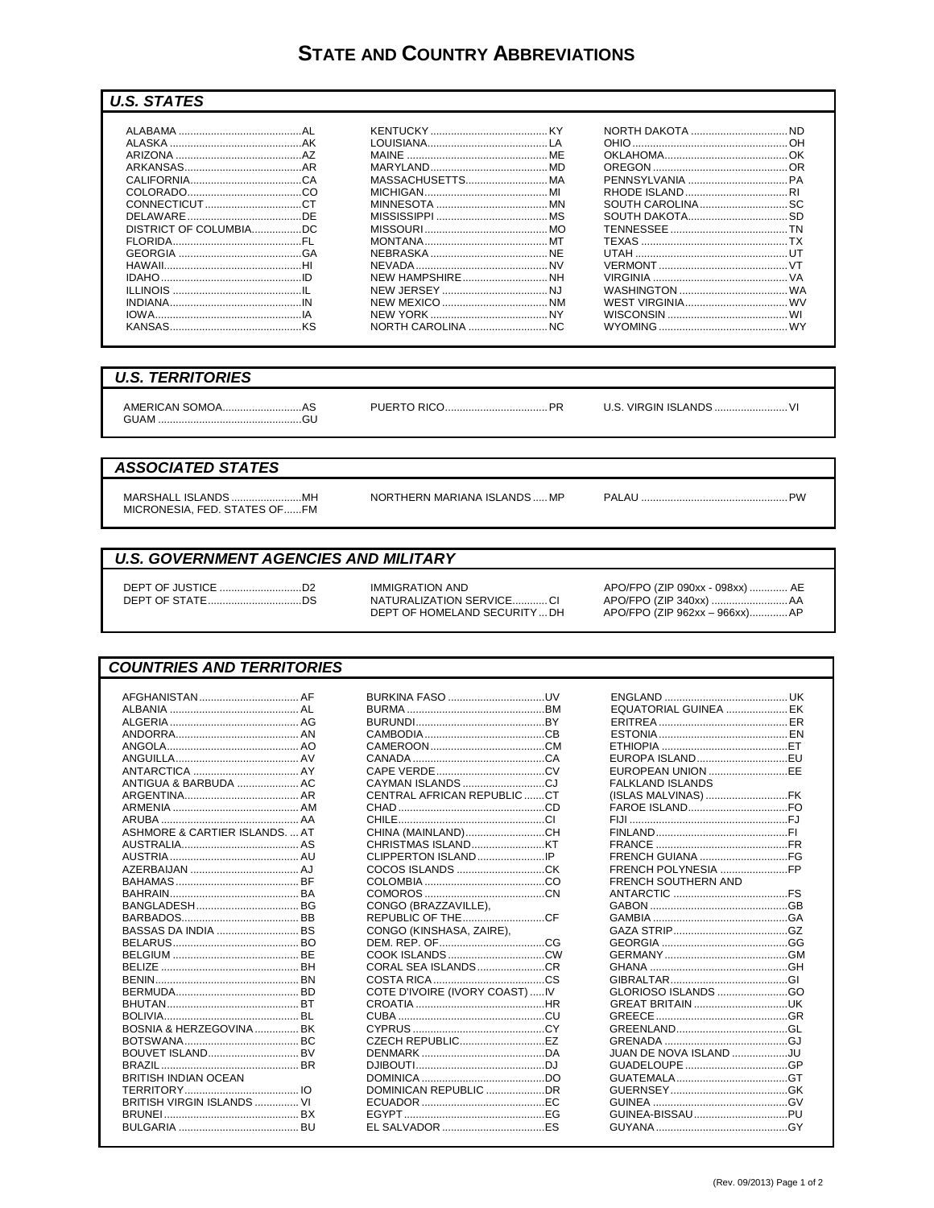# STATE AND COUNTRY ABBREVIATIONS

## *U.S. STATES*

| | | | | | |
|---|---|---|---|---|---|
| ALABAMA | AL | KENTUCKY | KY | NORTH DAKOTA | ND |
| ALASKA | AK | LOUISIANA | LA | OHIO | OH |
| ARIZONA | AZ | MAINE | ME | OKLAHOMA | OK |
| ARKANSAS | AR | MARYLAND | MD | OREGON | OR |
| CALIFORNIA | CA | MASSACHUSETTS | MA | PENNSYLVANIA | PA |
| COLORADO | CO | MICHIGAN | MI | RHODE ISLAND | RI |
| CONNECTICUT | CT | MINNESOTA | MN | SOUTH CAROLINA | SC |
| DELAWARE | DE | MISSISSIPPI | MS | SOUTH DAKOTA | SD |
| DISTRICT OF COLUMBIA | DC | MISSOURI | MO | TENNESSEE | TN |
| FLORIDA | FL | MONTANA | MT | TEXAS | TX |
| GEORGIA | GA | NEBRASKA | NE | UTAH | UT |
| HAWAII | HI | NEVADA | NV | VERMONT | VT |
| IDAHO | ID | NEW HAMPSHIRE | NH | VIRGINIA | VA |
| ILLINOIS | IL | NEW JERSEY | NJ | WASHINGTON | WA |
| INDIANA | IN | NEW MEXICO | NM | WEST VIRGINIA | WV |
| IOWA | IA | NEW YORK | NY | WISCONSIN | WI |
| KANSAS | KS | NORTH CAROLINA | NC | WYOMING | WY |

## *U.S. TERRITORIES*

| | | | | | |
|---|---|---|---|---|---|
| AMERICAN SOMOA | AS | PUERTO RICO | PR | U.S. VIRGIN ISLANDS | VI |
| GUAM | GU | | | | |

## *ASSOCIATED STATES*

| | | | | | |
|---|---|---|---|---|---|
| MARSHALL ISLANDS | MH | NORTHERN MARIANA ISLANDS | MP | PALAU | PW |
| MICRONESIA, FED. STATES OF | FM | | | | |

## *U.S. GOVERNMENT AGENCIES AND MILITARY*

| | | | | | |
|---|---|---|---|---|---|
| DEPT OF JUSTICE | D2 | IMMIGRATION AND NATURALIZATION SERVICE | CI | APO/FPO (ZIP 090xx - 098xx) | AE |
| DEPT OF STATE | DS | DEPT OF HOMELAND SECURITY | DH | APO/FPO (ZIP 340xx) | AA |
| | | | | APO/FPO (ZIP 962xx – 966xx) | AP |

## *COUNTRIES AND TERRITORIES*

| | | | | | |
|---|---|---|---|---|---|
| AFGHANISTAN | AF | BURKINA FASO | UV | ENGLAND | UK |
| ALBANIA | AL | BURMA | BM | EQUATORIAL GUINEA | EK |
| ALGERIA | AG | BURUNDI | BY | ERITREA | ER |
| ANDORRA | AN | CAMBODIA | CB | ESTONIA | EN |
| ANGOLA | AO | CAMEROON | CM | ETHIOPIA | ET |
| ANGUILLA | AV | CANADA | CA | EUROPA ISLAND | EU |
| ANTARCTICA | AY | CAPE VERDE | CV | EUROPEAN UNION | EE |
| ANTIGUA & BARBUDA | AC | CAYMAN ISLANDS | CJ | FALKLAND ISLANDS (ISLAS MALVINAS) | FK |
| ARGENTINA | AR | CENTRAL AFRICAN REPUBLIC | CT | FAROE ISLAND | FO |
| ARMENIA | AM | CHAD | CD | FIJI | FJ |
| ARUBA | AA | CHILE | CI | FINLAND | FI |
| ASHMORE & CARTIER ISLANDS. | AT | CHINA (MAINLAND) | CH | FRANCE | FR |
| AUSTRALIA | AS | CHRISTMAS ISLAND | KT | FRENCH GUIANA | FG |
| AUSTRIA | AU | CLIPPERTON ISLAND | IP | FRENCH POLYNESIA | FP |
| AZERBAIJAN | AJ | COCOS ISLANDS | CK | FRENCH SOUTHERN AND ANTARCTIC | FS |
| BAHAMAS | BF | COLOMBIA | CO | GABON | GB |
| BAHRAIN | BA | COMOROS | CN | GAMBIA | GA |
| BANGLADESH | BG | CONGO (BRAZZAVILLE), REPUBLIC OF THE | CF | GAZA STRIP | GZ |
| BARBADOS | BB | CONGO (KINSHASA, ZAIRE), DEM. REP. OF | CG | GEORGIA | GG |
| BASSAS DA INDIA | BS | COOK ISLANDS | CW | GERMANY | GM |
| BELARUS | BO | CORAL SEA ISLANDS | CR | GHANA | GH |
| BELGIUM | BE | COSTA RICA | CS | GIBRALTAR | GI |
| BELIZE | BH | COTE D'IVOIRE (IVORY COAST) | IV | GLORIOSO ISLANDS | GO |
| BENIN | BN | CROATIA | HR | GREAT BRITAIN | UK |
| BERMUDA | BD | CUBA | CU | GREECE | GR |
| BHUTAN | BT | CYPRUS | CY | GREENLAND | GL |
| BOLIVIA | BL | CZECH REPUBLIC | EZ | GRENADA | GJ |
| BOSNIA & HERZEGOVINA | BK | DENMARK | DA | JUAN DE NOVA ISLAND | JU |
| BOTSWANA | BC | DJIBOUTI | DJ | GUADELOUPE | GP |
| BOUVET ISLAND | BV | DOMINICA | DO | GUATEMALA | GT |
| BRAZIL | BR | DOMINICAN REPUBLIC | DR | GUERNSEY | GK |
| BRITISH INDIAN OCEAN TERRITORY | IO | ECUADOR | EC | GUINEA | GV |
| BRITISH VIRGIN ISLANDS | VI | EGYPT | EG | GUINEA-BISSAU | PU |
| BRUNEI | BX | EL SALVADOR | ES | GUYANA | GY |
| BULGARIA | BU | | | | |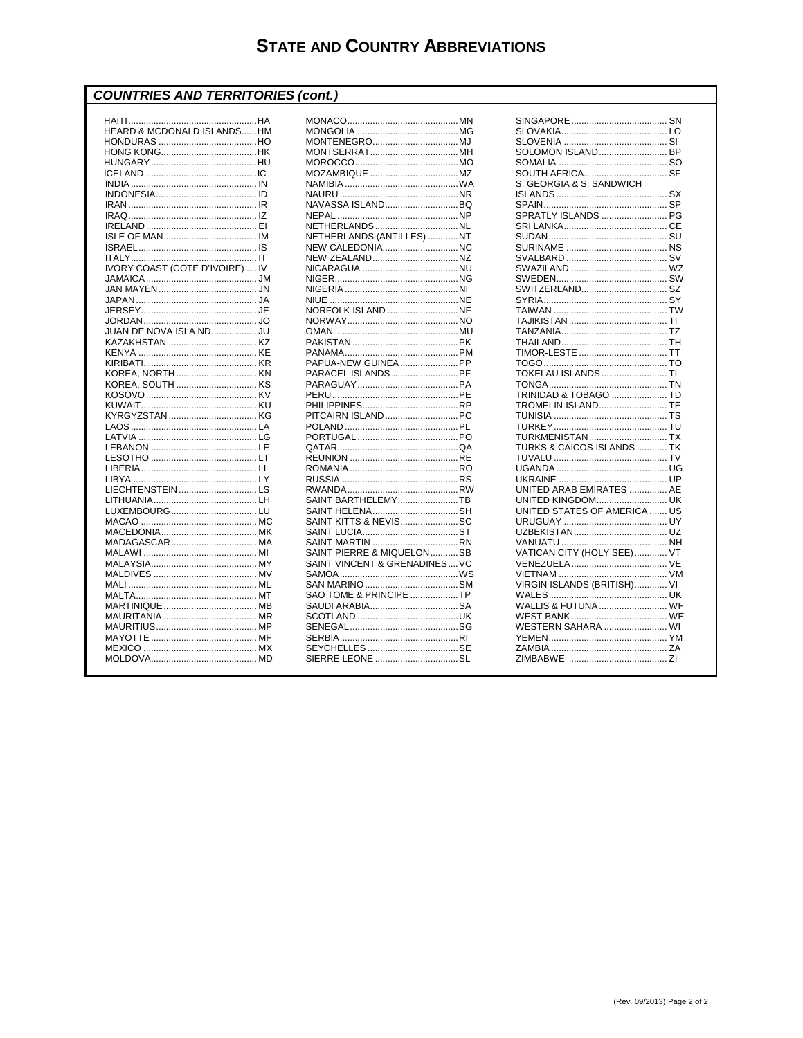# STATE AND COUNTRY ABBREVIATIONS

## COUNTRIES AND TERRITORIES (cont.)

| | |
|---|---|
| HAITI | HA |
| HEARD & MCDONALD ISLANDS | HM |
| HONDURAS | HO |
| HONG KONG | HK |
| HUNGARY | HU |
| ICELAND | IC |
| INDIA | IN |
| INDONESIA | ID |
| IRAN | IR |
| IRAQ | IZ |
| IRELAND | EI |
| ISLE OF MAN | IM |
| ISRAEL | IS |
| ITALY | IT |
| IVORY COAST (COTE D'IVOIRE) | IV |
| JAMAICA | JM |
| JAN MAYEN | JN |
| JAPAN | JA |
| JERSEY | JE |
| JORDAN | JO |
| JUAN DE NOVA ISLA ND | JU |
| KAZAKHSTAN | KZ |
| KENYA | KE |
| KIRIBATI | KR |
| KOREA, NORTH | KN |
| KOREA, SOUTH | KS |
| KOSOVO | KV |
| KUWAIT | KU |
| KYRGYZSTAN | KG |
| LAOS | LA |
| LATVIA | LG |
| LEBANON | LE |
| LESOTHO | LT |
| LIBERIA | LI |
| LIBYA | LY |
| LIECHTENSTEIN | LS |
| LITHUANIA | LH |
| LUXEMBOURG | LU |
| MACAO | MC |
| MACEDONIA | MK |
| MADAGASCAR | MA |
| MALAWI | MI |
| MALAYSIA | MY |
| MALDIVES | MV |
| MALI | ML |
| MALTA | MT |
| MARTINIQUE | MB |
| MAURITANIA | MR |
| MAURITIUS | MP |
| MAYOTTE | MF |
| MEXICO | MX |
| MOLDOVA | MD |
| MONACO | MN |
| MONGOLIA | MG |
| MONTENEGRO | MJ |
| MONTSERRAT | MH |
| MOROCCO | MO |
| MOZAMBIQUE | MZ |
| NAMIBIA | WA |
| NAURU | NR |
| NAVASSA ISLAND | BQ |
| NEPAL | NP |
| NETHERLANDS | NL |
| NETHERLANDS (ANTILLES) | NT |
| NEW CALEDONIA | NC |
| NEW ZEALAND | NZ |
| NICARAGUA | NU |
| NIGER | NG |
| NIGERIA | NI |
| NIUE | NE |
| NORFOLK ISLAND | NF |
| NORWAY | NO |
| OMAN | MU |
| PAKISTAN | PK |
| PANAMA | PM |
| PAPUA-NEW GUINEA | PP |
| PARACEL ISLANDS | PF |
| PARAGUAY | PA |
| PERU | PE |
| PHILIPPINES | RP |
| PITCAIRN ISLAND | PC |
| POLAND | PL |
| PORTUGAL | PO |
| QATAR | QA |
| REUNION | RE |
| ROMANIA | RO |
| RUSSIA | RS |
| RWANDA | RW |
| SAINT BARTHELEMY | TB |
| SAINT HELENA | SH |
| SAINT KITTS & NEVIS | SC |
| SAINT LUCIA | ST |
| SAINT MARTIN | RN |
| SAINT PIERRE & MIQUELON | SB |
| SAINT VINCENT & GRENADINES | VC |
| SAMOA | WS |
| SAN MARINO | SM |
| SAO TOME & PRINCIPE | TP |
| SAUDI ARABIA | SA |
| SCOTLAND | UK |
| SENEGAL | SG |
| SERBIA | RI |
| SEYCHELLES | SE |
| SIERRE LEONE | SL |
| SINGAPORE | SN |
| SLOVAKIA | LO |
| SLOVENIA | SI |
| SOLOMON ISLAND | BP |
| SOMALIA | SO |
| SOUTH AFRICA | SF |
| S. GEORGIA & S. SANDWICH ISLANDS | SX |
| SPAIN | SP |
| SPRATLY ISLANDS | PG |
| SRI LANKA | CE |
| SUDAN | SU |
| SURINAME | NS |
| SVALBARD | SV |
| SWAZILAND | WZ |
| SWEDEN | SW |
| SWITZERLAND | SZ |
| SYRIA | SY |
| TAIWAN | TW |
| TAJIKISTAN | TI |
| TANZANIA | TZ |
| THAILAND | TH |
| TIMOR-LESTE | TT |
| TOGO | TO |
| TOKELAU ISLANDS | TL |
| TONGA | TN |
| TRINIDAD & TOBAGO | TD |
| TROMELIN ISLAND | TE |
| TUNISIA | TS |
| TURKEY | TU |
| TURKMENISTAN | TX |
| TURKS & CAICOS ISLANDS | TK |
| TUVALU | TV |
| UGANDA | UG |
| UKRAINE | UP |
| UNITED ARAB EMIRATES | AE |
| UNITED KINGDOM | UK |
| UNITED STATES OF AMERICA | US |
| URUGUAY | UY |
| UZBEKISTAN | UZ |
| VANUATU | NH |
| VATICAN CITY (HOLY SEE) | VT |
| VENEZUELA | VE |
| VIETNAM | VM |
| VIRGIN ISLANDS (BRITISH) | VI |
| WALES | UK |
| WALLIS & FUTUNA | WF |
| WEST BANK | WE |
| WESTERN SAHARA | WI |
| YEMEN | YM |
| ZAMBIA | ZA |
| ZIMBABWE | ZI |

(Rev. 09/2013)